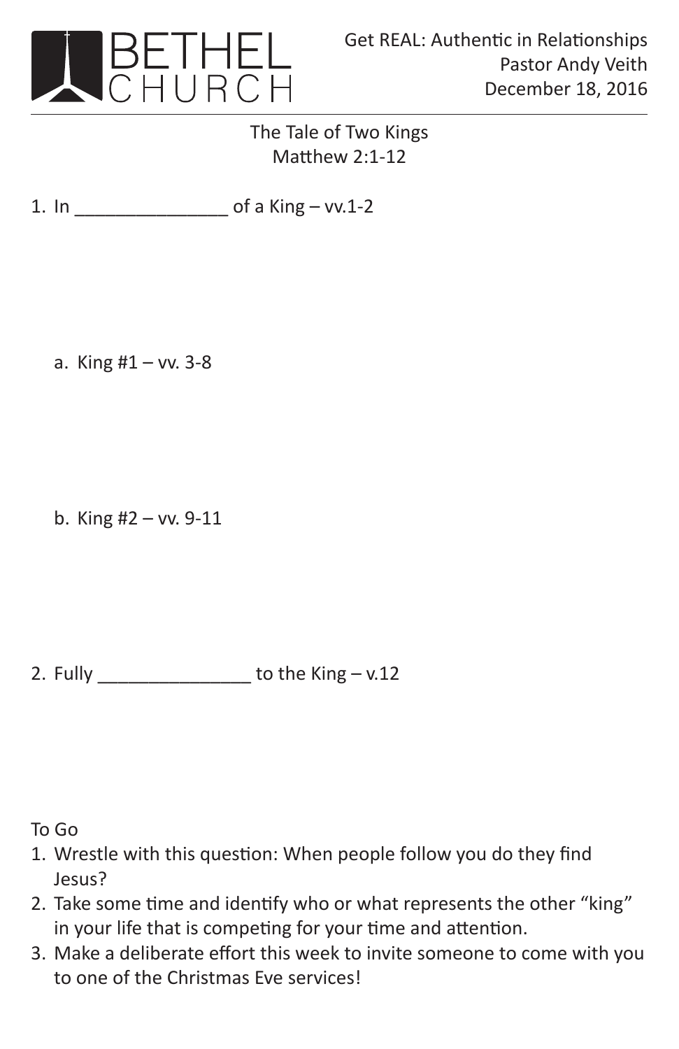BETHEL CHURCH

Get REAL: Authentic in Relationships
Pastor Andy Veith
December 18, 2016

## The Tale of Two Kings
### Matthew 2:1-12

1. In _______________ of a King – vv.1-2

   a. King #1 – vv. 3-8

   b. King #2 – vv. 9-11

2. Fully _______________ to the King – v.12

To Go

1. Wrestle with this question: When people follow you do they find Jesus?
2. Take some time and identify who or what represents the other "king" in your life that is competing for your time and attention.
3. Make a deliberate effort this week to invite someone to come with you to one of the Christmas Eve services!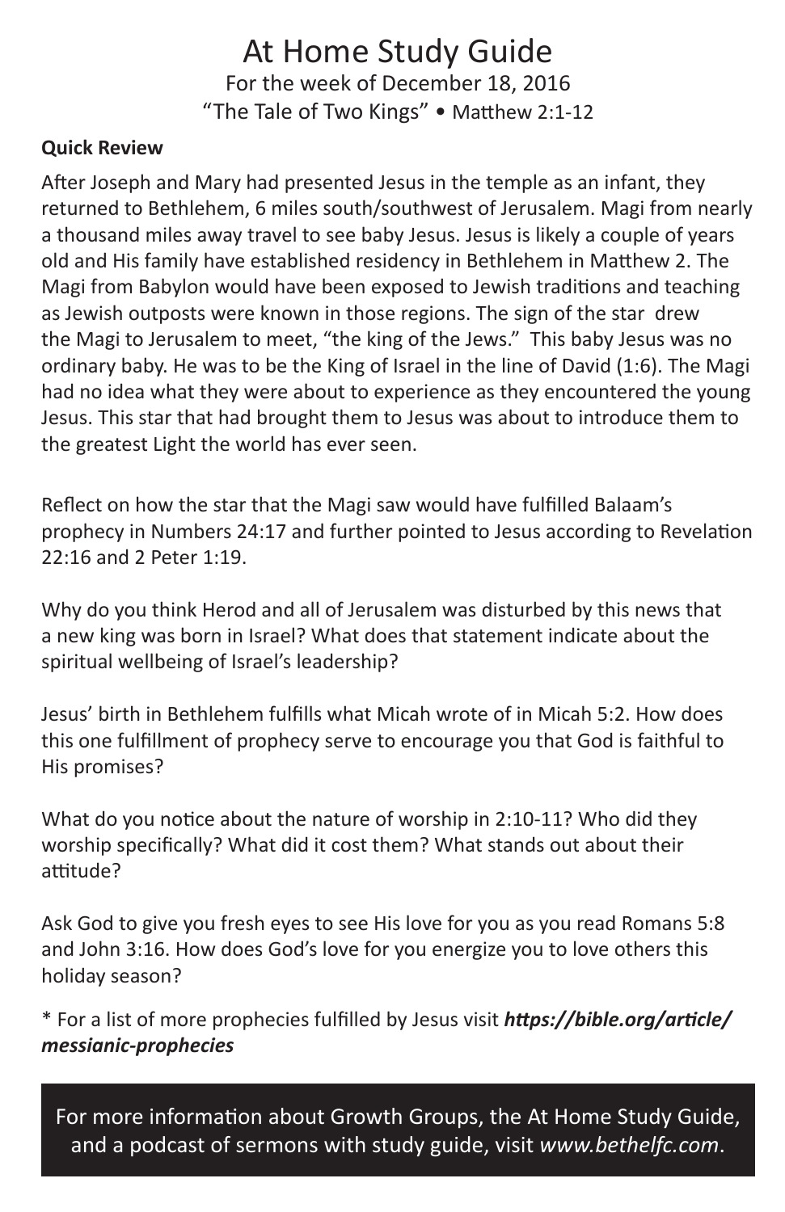# At Home Study Guide

For the week of December 18, 2016

"The Tale of Two Kings" • Matthew 2:1-12

**Quick Review**

After Joseph and Mary had presented Jesus in the temple as an infant, they returned to Bethlehem, 6 miles south/southwest of Jerusalem. Magi from nearly a thousand miles away travel to see baby Jesus. Jesus is likely a couple of years old and His family have established residency in Bethlehem in Matthew 2. The Magi from Babylon would have been exposed to Jewish traditions and teaching as Jewish outposts were known in those regions. The sign of the star drew the Magi to Jerusalem to meet, "the king of the Jews." This baby Jesus was no ordinary baby. He was to be the King of Israel in the line of David (1:6). The Magi had no idea what they were about to experience as they encountered the young Jesus. This star that had brought them to Jesus was about to introduce them to the greatest Light the world has ever seen.

Reflect on how the star that the Magi saw would have fulfilled Balaam's prophecy in Numbers 24:17 and further pointed to Jesus according to Revelation 22:16 and 2 Peter 1:19.

Why do you think Herod and all of Jerusalem was disturbed by this news that a new king was born in Israel? What does that statement indicate about the spiritual wellbeing of Israel's leadership?

Jesus' birth in Bethlehem fulfills what Micah wrote of in Micah 5:2. How does this one fulfillment of prophecy serve to encourage you that God is faithful to His promises?

What do you notice about the nature of worship in 2:10-11? Who did they worship specifically? What did it cost them? What stands out about their attitude?

Ask God to give you fresh eyes to see His love for you as you read Romans 5:8 and John 3:16. How does God's love for you energize you to love others this holiday season?

* For a list of more prophecies fulfilled by Jesus visit ***https://bible.org/article/messianic-prophecies***

For more information about Growth Groups, the At Home Study Guide, and a podcast of sermons with study guide, visit *www.bethelfc.com*.